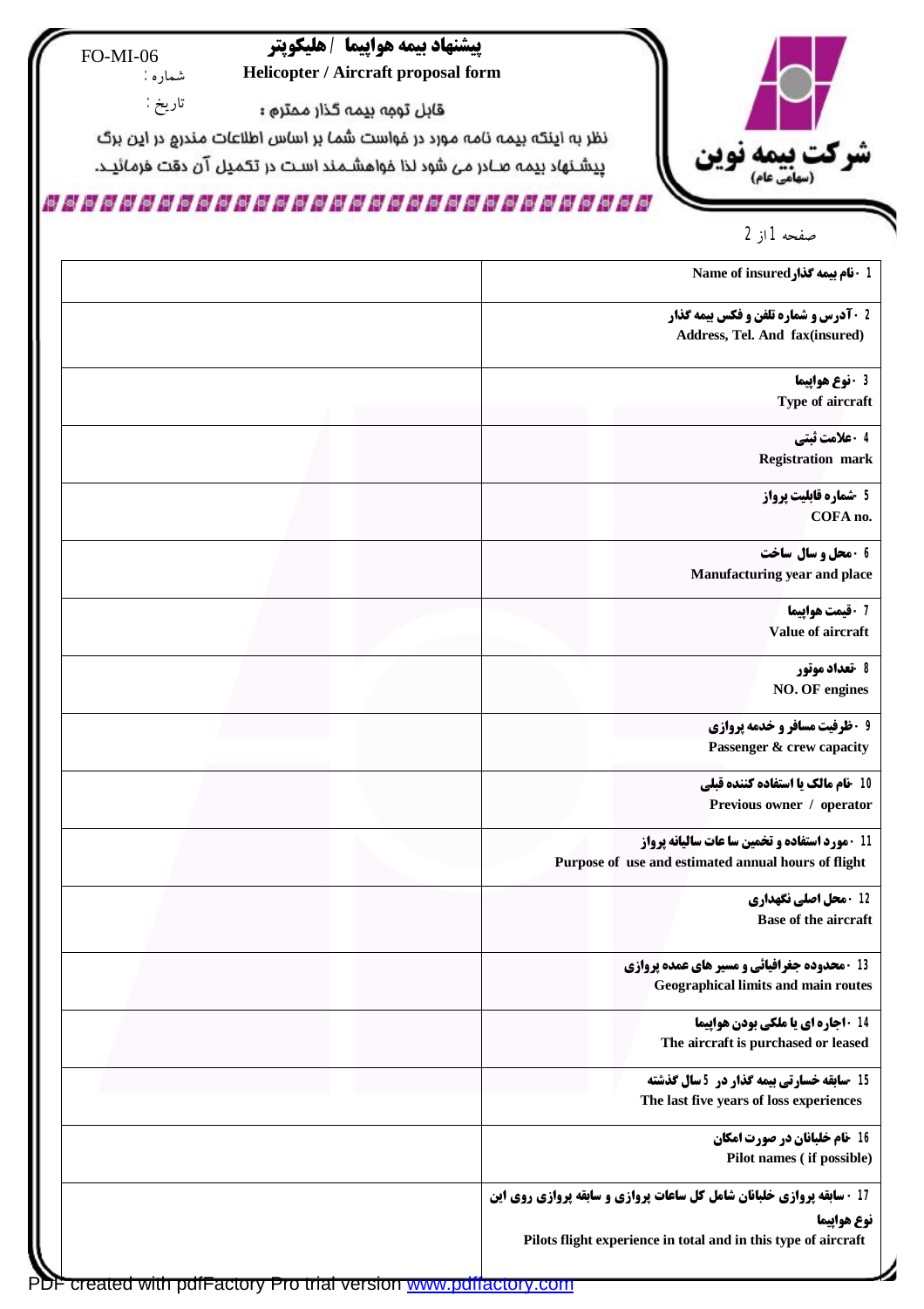FO-MI-06

شماره :

تاریخ :

# پیشنهاد بیمه هواپیما / هلیکوپتر

**Helicopter / Aircraft proposal form**

**شرکت بیمه نوین (سهامی عام)**

قابل توجه بیمه گذار محترم :

نظر به اینکه بیمه نامه مورد درخواست شما بر اساس اطلاعات مندرج در این برگ پیشنهاد بیمه صادر می شود لذا خواهشمند است در تکمیل آن دقت فرمائید.

| | |
|---|---|
| 1 - نام بیمه گذار Name of insured | |
| 2 - آدرس و شماره تلفن و فکس بیمه گذار Address, Tel. And fax(insured) | |
| 3 - نوع هواپیما Type of aircraft | |
| 4 - علامت ثبتی Registration mark | |
| 5 - شماره قابلیت پرواز COFA no. | |
| 6 - محل و سال ساخت Manufacturing year and place | |
| 7 - قیمت هواپیما Value of aircraft | |
| 8 - تعداد موتور NO. OF engines | |
| 9 - ظرفیت مسافر و خدمه پروازی Passenger & crew capacity | |
| 10 - نام مالک یا استفاده کننده قبلی Previous owner / operator | |
| 11 - مورد استفاده و تخمین ساعات سالیانه پرواز Purpose of use and estimated annual hours of flight | |
| 12 - محل اصلی نگهداری Base of the aircraft | |
| 13 - محدوده جغرافیائی و مسیر های عمده پروازی Geographical limits and main routes | |
| 14 - اجاره ای یا ملکی بودن هواپیما The aircraft is purchased or leased | |
| 15 - سابقه خسارتی بیمه گذار در 5 سال گذشته The last five years of loss experiences | |
| 16 - نام خلبانان در صورت امکان Pilot names ( if possible) | |
| 17 - سابقه پروازی خلبانان شامل کل ساعات پروازی و سابقه پروازی روی این نوع هواپیما Pilots flight experience in total and in this type of aircraft | |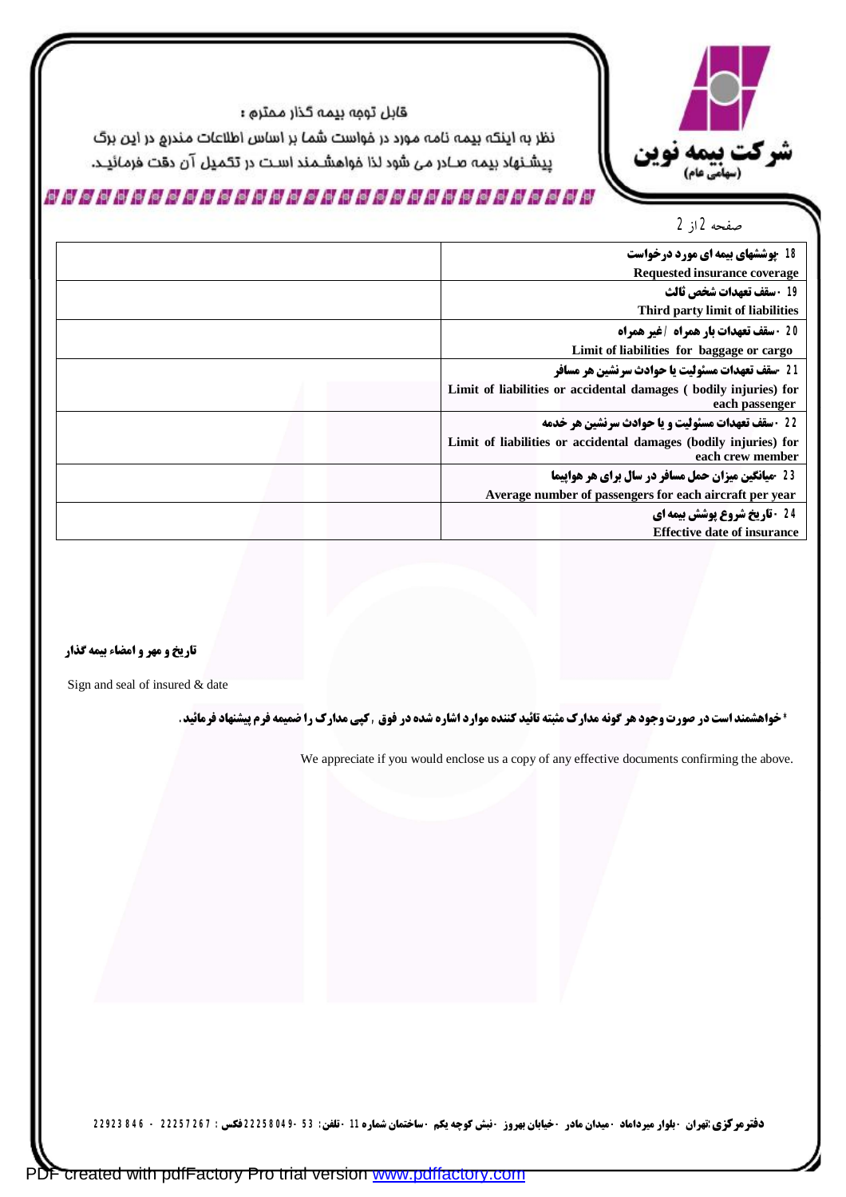شرکت بیمه نوین
(سهامی عام)

قابل توجه بیمه گذار محترم :

نظر به اینکه بیمه نامه مورد درخواست شما بر اساس اطلاعات مندرج در این برگ پیشنهاد بیمه صادر می شود لذا خواهشمند است در تکمیل آن دقت فرمائید.

| | |
|---|---|
| **18 -پوششهای بیمه ای مورد درخواست**<br>**Requested insurance coverage** | |
| **19 - سقف تعهدات شخص ثالث**<br>**Third party limit of liabilities** | |
| **20 - سقف تعهدات بار همراه / غیر همراه**<br>**Limit of liabilities for baggage or cargo** | |
| **21 -سقف تعهدات مسئولیت یا حوادث سرنشین هر مسافر**<br>**Limit of liabilities or accidental damages ( bodily injuries) for each passenger** | |
| **22 - سقف تعهدات مسئولیت و یا حوادث سرنشین هر خدمه**<br>**Limit of liabilities or accidental damages (bodily injuries) for each crew member** | |
| **23 -میانگین میزان حمل مسافر در سال برای هر هواپیما**<br>**Average number of passengers for each aircraft per year** | |
| **24 - تاریخ شروع پوشش بیمه ای**<br>**Effective date of insurance** | |

**تاریخ و مهر و امضاء بیمه گذار**

Sign and seal of insured & date

**\* خواهشمند است در صورت وجود هر گونه مدارک مثبته تائید کننده موارد اشاره شده در فوق , کپی مدارک را ضمیمه فرم پیشنهاد فرمائید.**

We appreciate if you would enclose us a copy of any effective documents confirming the above.

**دفتر مرکزی:تهران -بلوار میرداماد -میدان مادر -خیابان بهروز -نبش کوچه یکم -ساختمان شماره 11 -تلفن: 53 -22258049 فکس : 22257267 - 22923846**